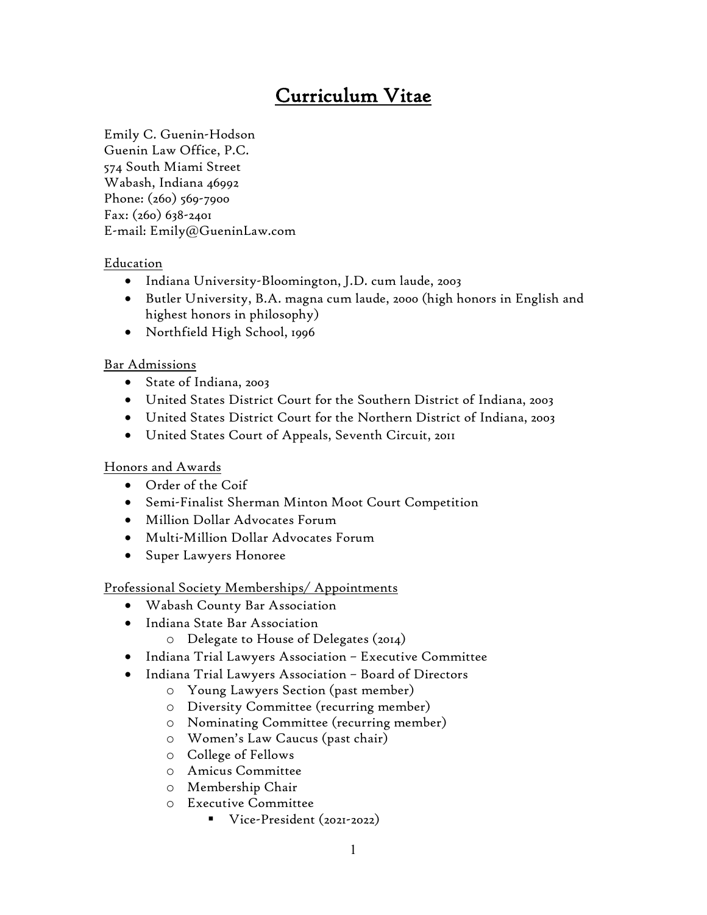# Curriculum Vitae

Emily C. Guenin-Hodson
Guenin Law Office, P.C.
574 South Miami Street
Wabash, Indiana 46992
Phone: (260) 569-7900
Fax: (260) 638-2401
E-mail: Emily@GueninLaw.com

## Education

- Indiana University-Bloomington, J.D. cum laude, 2003
- Butler University, B.A. magna cum laude, 2000 (high honors in English and highest honors in philosophy)
- Northfield High School, 1996

## Bar Admissions

- State of Indiana, 2003
- United States District Court for the Southern District of Indiana, 2003
- United States District Court for the Northern District of Indiana, 2003
- United States Court of Appeals, Seventh Circuit, 2011

## Honors and Awards

- Order of the Coif
- Semi-Finalist Sherman Minton Moot Court Competition
- Million Dollar Advocates Forum
- Multi-Million Dollar Advocates Forum
- Super Lawyers Honoree

## Professional Society Memberships/ Appointments

- Wabash County Bar Association
- Indiana State Bar Association
  - Delegate to House of Delegates (2014)
- Indiana Trial Lawyers Association – Executive Committee
- Indiana Trial Lawyers Association – Board of Directors
  - Young Lawyers Section (past member)
  - Diversity Committee (recurring member)
  - Nominating Committee (recurring member)
  - Women's Law Caucus (past chair)
  - College of Fellows
  - Amicus Committee
  - Membership Chair
  - Executive Committee
    - Vice-President (2021-2022)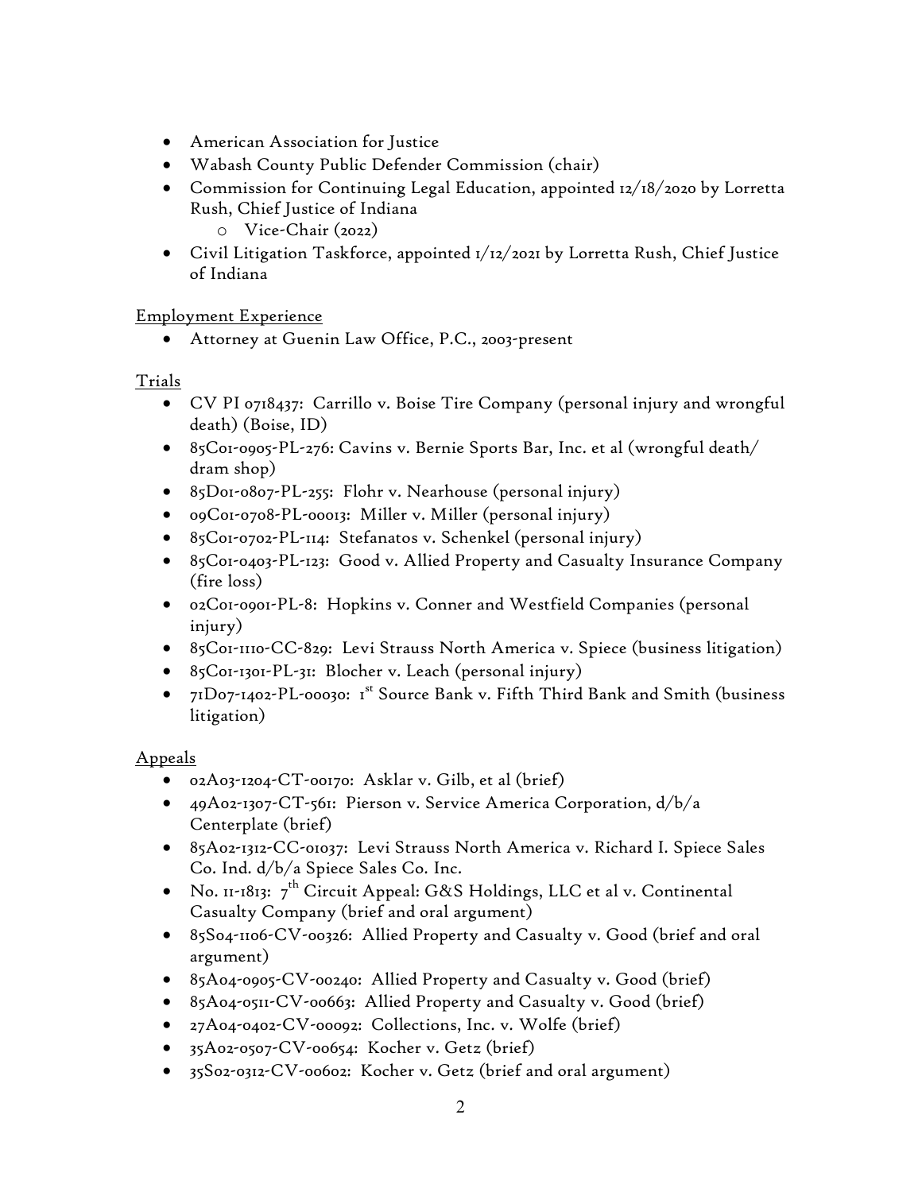- American Association for Justice
- Wabash County Public Defender Commission (chair)
- Commission for Continuing Legal Education, appointed 12/18/2020 by Lorretta Rush, Chief Justice of Indiana
    - Vice-Chair (2022)
- Civil Litigation Taskforce, appointed 1/12/2021 by Lorretta Rush, Chief Justice of Indiana

Employment Experience

- Attorney at Guenin Law Office, P.C., 2003-present

Trials

- CV PI 0718437: Carrillo v. Boise Tire Company (personal injury and wrongful death) (Boise, ID)
- 85C01-0905-PL-276: Cavins v. Bernie Sports Bar, Inc. et al (wrongful death/ dram shop)
- 85D01-0807-PL-255: Flohr v. Nearhouse (personal injury)
- 09C01-0708-PL-00013: Miller v. Miller (personal injury)
- 85C01-0702-PL-114: Stefanatos v. Schenkel (personal injury)
- 85C01-0403-PL-123: Good v. Allied Property and Casualty Insurance Company (fire loss)
- 02C01-0901-PL-8: Hopkins v. Conner and Westfield Companies (personal injury)
- 85C01-1110-CC-829: Levi Strauss North America v. Spiece (business litigation)
- 85C01-1301-PL-31: Blocher v. Leach (personal injury)
- 71D07-1402-PL-00030: 1st Source Bank v. Fifth Third Bank and Smith (business litigation)

Appeals

- 02A03-1204-CT-00170: Asklar v. Gilb, et al (brief)
- 49A02-1307-CT-561: Pierson v. Service America Corporation, d/b/a Centerplate (brief)
- 85A02-1312-CC-01037: Levi Strauss North America v. Richard I. Spiece Sales Co. Ind. d/b/a Spiece Sales Co. Inc.
- No. 11-1813: 7th Circuit Appeal: G&S Holdings, LLC et al v. Continental Casualty Company (brief and oral argument)
- 85S04-1106-CV-00326: Allied Property and Casualty v. Good (brief and oral argument)
- 85A04-0905-CV-00240: Allied Property and Casualty v. Good (brief)
- 85A04-0511-CV-00663: Allied Property and Casualty v. Good (brief)
- 27A04-0402-CV-00092: Collections, Inc. v. Wolfe (brief)
- 35A02-0507-CV-00654: Kocher v. Getz (brief)
- 35S02-0312-CV-00602: Kocher v. Getz (brief and oral argument)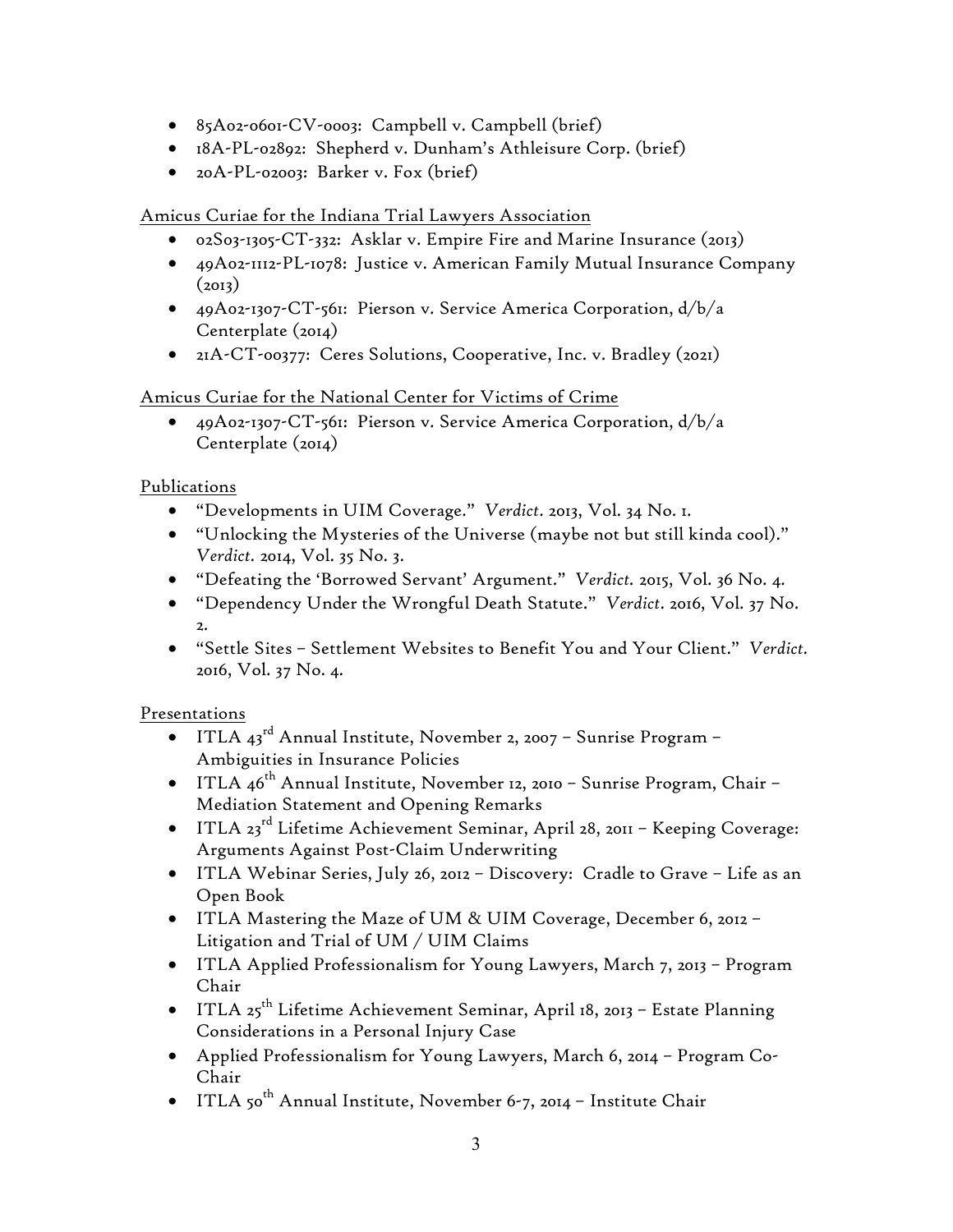- 85A02-0601-CV-0003: Campbell v. Campbell (brief)
- 18A-PL-02892: Shepherd v. Dunham's Athleisure Corp. (brief)
- 20A-PL-02003: Barker v. Fox (brief)

Amicus Curiae for the Indiana Trial Lawyers Association

- 02S03-1305-CT-332: Asklar v. Empire Fire and Marine Insurance (2013)
- 49A02-1112-PL-1078: Justice v. American Family Mutual Insurance Company (2013)
- 49A02-1307-CT-561: Pierson v. Service America Corporation, d/b/a Centerplate (2014)
- 21A-CT-00377: Ceres Solutions, Cooperative, Inc. v. Bradley (2021)

Amicus Curiae for the National Center for Victims of Crime

- 49A02-1307-CT-561: Pierson v. Service America Corporation, d/b/a Centerplate (2014)

Publications

- "Developments in UIM Coverage." *Verdict*. 2013, Vol. 34 No. 1.
- "Unlocking the Mysteries of the Universe (maybe not but still kinda cool)." *Verdict*. 2014, Vol. 35 No. 3.
- "Defeating the 'Borrowed Servant' Argument." *Verdict*. 2015, Vol. 36 No. 4.
- "Dependency Under the Wrongful Death Statute." *Verdict*. 2016, Vol. 37 No. 2.
- "Settle Sites – Settlement Websites to Benefit You and Your Client." *Verdict*. 2016, Vol. 37 No. 4.

Presentations

- ITLA 43rd Annual Institute, November 2, 2007 – Sunrise Program – Ambiguities in Insurance Policies
- ITLA 46th Annual Institute, November 12, 2010 – Sunrise Program, Chair – Mediation Statement and Opening Remarks
- ITLA 23rd Lifetime Achievement Seminar, April 28, 2011 – Keeping Coverage: Arguments Against Post-Claim Underwriting
- ITLA Webinar Series, July 26, 2012 – Discovery: Cradle to Grave – Life as an Open Book
- ITLA Mastering the Maze of UM & UIM Coverage, December 6, 2012 – Litigation and Trial of UM / UIM Claims
- ITLA Applied Professionalism for Young Lawyers, March 7, 2013 – Program Chair
- ITLA 25th Lifetime Achievement Seminar, April 18, 2013 – Estate Planning Considerations in a Personal Injury Case
- Applied Professionalism for Young Lawyers, March 6, 2014 – Program Co-Chair
- ITLA 50th Annual Institute, November 6-7, 2014 – Institute Chair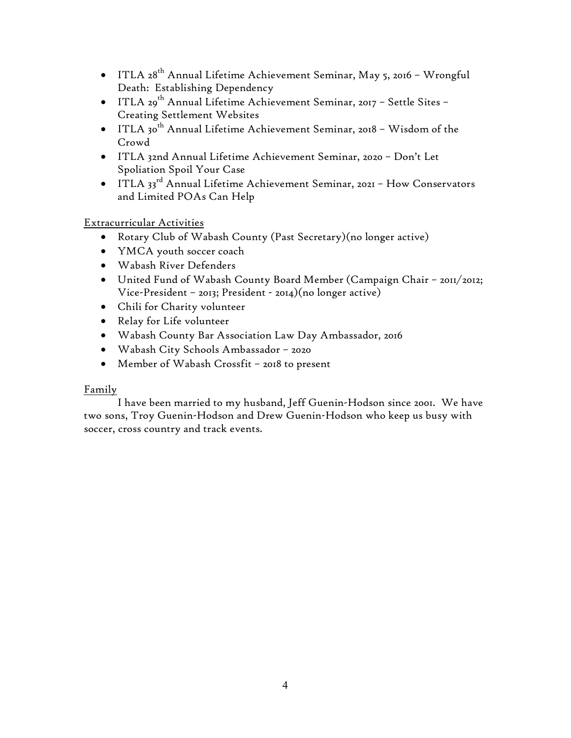- ITLA 28th Annual Lifetime Achievement Seminar, May 5, 2016 – Wrongful Death: Establishing Dependency
- ITLA 29th Annual Lifetime Achievement Seminar, 2017 – Settle Sites – Creating Settlement Websites
- ITLA 30th Annual Lifetime Achievement Seminar, 2018 – Wisdom of the Crowd
- ITLA 32nd Annual Lifetime Achievement Seminar, 2020 – Don't Let Spoliation Spoil Your Case
- ITLA 33rd Annual Lifetime Achievement Seminar, 2021 – How Conservators and Limited POAs Can Help

Extracurricular Activities

- Rotary Club of Wabash County (Past Secretary)(no longer active)
- YMCA youth soccer coach
- Wabash River Defenders
- United Fund of Wabash County Board Member (Campaign Chair – 2011/2012; Vice-President – 2013; President - 2014)(no longer active)
- Chili for Charity volunteer
- Relay for Life volunteer
- Wabash County Bar Association Law Day Ambassador, 2016
- Wabash City Schools Ambassador – 2020
- Member of Wabash Crossfit – 2018 to present

Family

I have been married to my husband, Jeff Guenin-Hodson since 2001. We have two sons, Troy Guenin-Hodson and Drew Guenin-Hodson who keep us busy with soccer, cross country and track events.